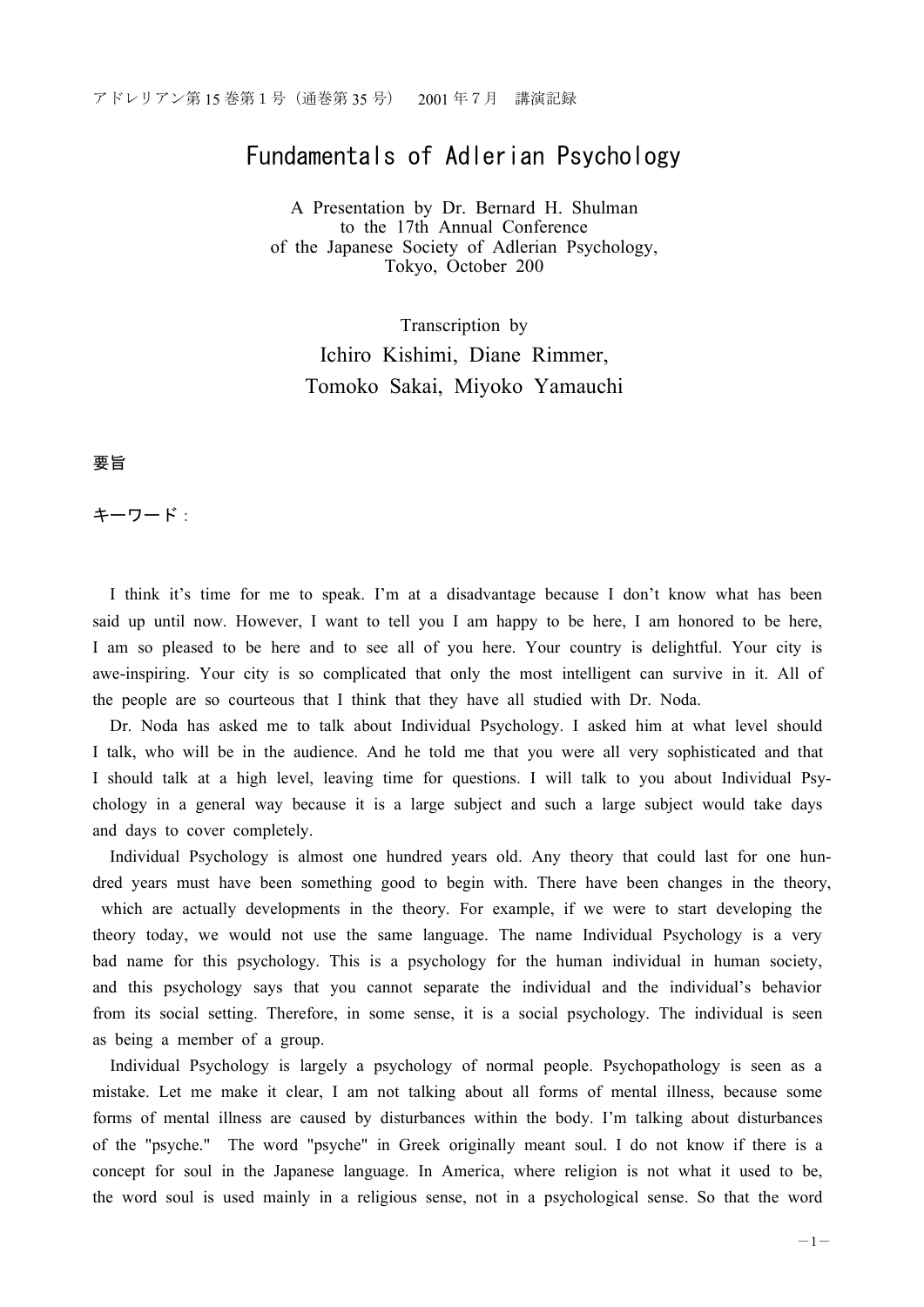アドレリアン第15巻第1号（通巻第35号）　2001年7月　講演記録

# Fundamentals of Adlerian Psychology

A Presentation by Dr. Bernard H. Shulman
to the 17th Annual Conference
of the Japanese Society of Adlerian Psychology,
Tokyo, October 200

Transcription by
Ichiro Kishimi, Diane Rimmer,
Tomoko Sakai, Miyoko Yamauchi

**要旨**

**キーワード**：

I think it's time for me to speak. I'm at a disadvantage because I don't know what has been said up until now. However, I want to tell you I am happy to be here, I am honored to be here, I am so pleased to be here and to see all of you here. Your country is delightful. Your city is awe-inspiring. Your city is so complicated that only the most intelligent can survive in it. All of the people are so courteous that I think that they have all studied with Dr. Noda.

Dr. Noda has asked me to talk about Individual Psychology. I asked him at what level should I talk, who will be in the audience. And he told me that you were all very sophisticated and that I should talk at a high level, leaving time for questions. I will talk to you about Individual Psychology in a general way because it is a large subject and such a large subject would take days and days to cover completely.

Individual Psychology is almost one hundred years old. Any theory that could last for one hundred years must have been something good to begin with. There have been changes in the theory, which are actually developments in the theory. For example, if we were to start developing the theory today, we would not use the same language. The name Individual Psychology is a very bad name for this psychology. This is a psychology for the human individual in human society, and this psychology says that you cannot separate the individual and the individual's behavior from its social setting. Therefore, in some sense, it is a social psychology. The individual is seen as being a member of a group.

Individual Psychology is largely a psychology of normal people. Psychopathology is seen as a mistake. Let me make it clear, I am not talking about all forms of mental illness, because some forms of mental illness are caused by disturbances within the body. I'm talking about disturbances of the "psyche." The word "psyche" in Greek originally meant soul. I do not know if there is a concept for soul in the Japanese language. In America, where religion is not what it used to be, the word soul is used mainly in a religious sense, not in a psychological sense. So that the word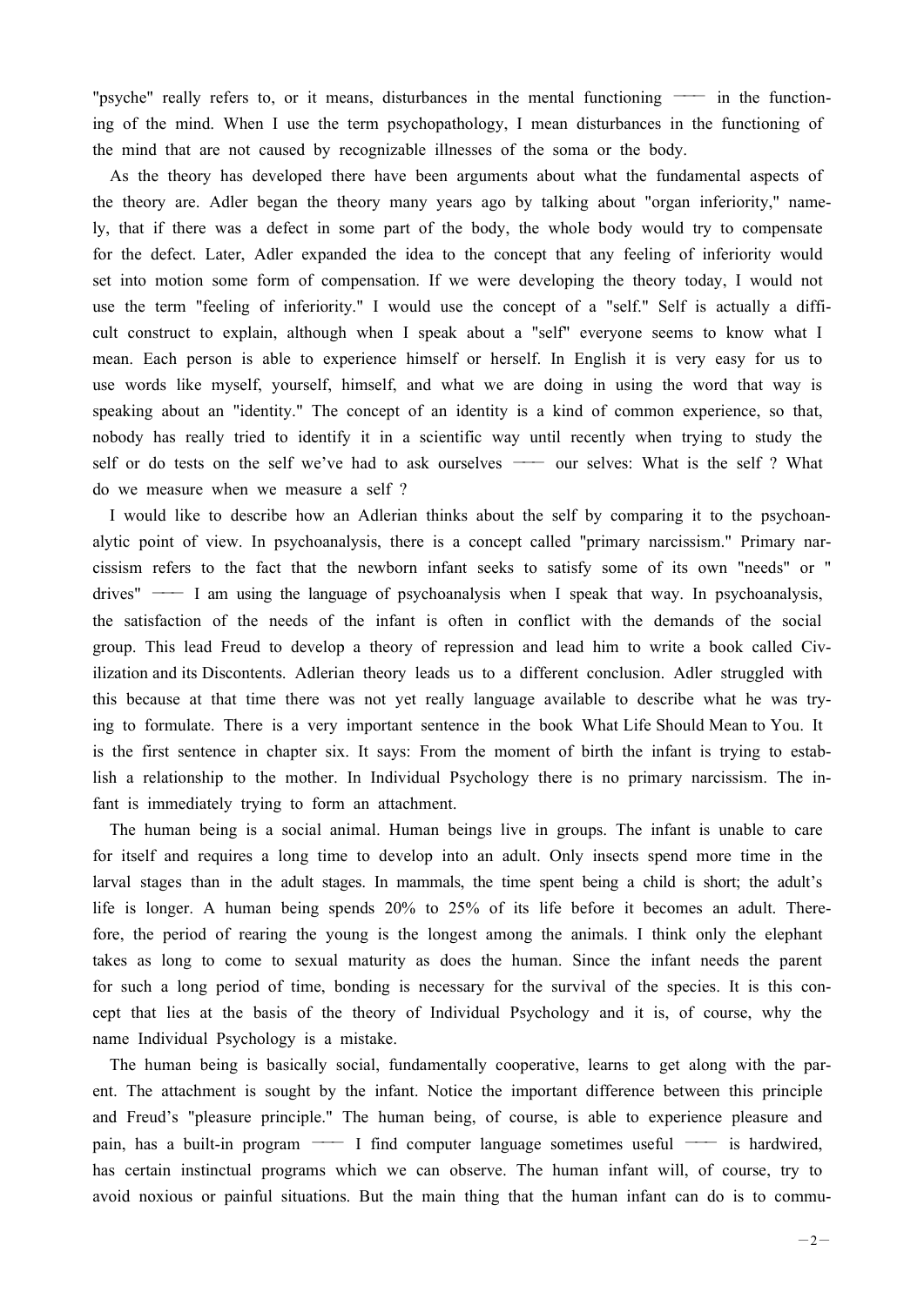"psyche" really refers to, or it means, disturbances in the mental functioning —— in the functioning of the mind. When I use the term psychopathology, I mean disturbances in the functioning of the mind that are not caused by recognizable illnesses of the soma or the body.

As the theory has developed there have been arguments about what the fundamental aspects of the theory are. Adler began the theory many years ago by talking about "organ inferiority," namely, that if there was a defect in some part of the body, the whole body would try to compensate for the defect. Later, Adler expanded the idea to the concept that any feeling of inferiority would set into motion some form of compensation. If we were developing the theory today, I would not use the term "feeling of inferiority." I would use the concept of a "self." Self is actually a difficult construct to explain, although when I speak about a "self" everyone seems to know what I mean. Each person is able to experience himself or herself. In English it is very easy for us to use words like myself, yourself, himself, and what we are doing in using the word that way is speaking about an "identity." The concept of an identity is a kind of common experience, so that, nobody has really tried to identify it in a scientific way until recently when trying to study the self or do tests on the self we've had to ask ourselves —— our selves: What is the self ? What do we measure when we measure a self ?

I would like to describe how an Adlerian thinks about the self by comparing it to the psychoanalytic point of view. In psychoanalysis, there is a concept called "primary narcissism." Primary narcissism refers to the fact that the newborn infant seeks to satisfy some of its own "needs" or " drives" —— I am using the language of psychoanalysis when I speak that way. In psychoanalysis, the satisfaction of the needs of the infant is often in conflict with the demands of the social group. This lead Freud to develop a theory of repression and lead him to write a book called Civilization and its Discontents. Adlerian theory leads us to a different conclusion. Adler struggled with this because at that time there was not yet really language available to describe what he was trying to formulate. There is a very important sentence in the book What Life Should Mean to You. It is the first sentence in chapter six. It says: From the moment of birth the infant is trying to establish a relationship to the mother. In Individual Psychology there is no primary narcissism. The infant is immediately trying to form an attachment.

The human being is a social animal. Human beings live in groups. The infant is unable to care for itself and requires a long time to develop into an adult. Only insects spend more time in the larval stages than in the adult stages. In mammals, the time spent being a child is short; the adult's life is longer. A human being spends 20% to 25% of its life before it becomes an adult. Therefore, the period of rearing the young is the longest among the animals. I think only the elephant takes as long to come to sexual maturity as does the human. Since the infant needs the parent for such a long period of time, bonding is necessary for the survival of the species. It is this concept that lies at the basis of the theory of Individual Psychology and it is, of course, why the name Individual Psychology is a mistake.

The human being is basically social, fundamentally cooperative, learns to get along with the parent. The attachment is sought by the infant. Notice the important difference between this principle and Freud's "pleasure principle." The human being, of course, is able to experience pleasure and pain, has a built-in program —— I find computer language sometimes useful —— is hardwired, has certain instinctual programs which we can observe. The human infant will, of course, try to avoid noxious or painful situations. But the main thing that the human infant can do is to commu-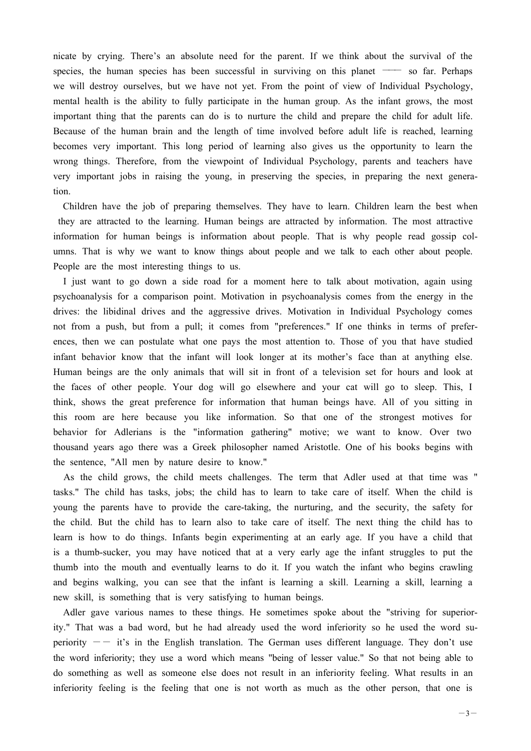nicate by crying. There's an absolute need for the parent. If we think about the survival of the species, the human species has been successful in surviving on this planet —— so far. Perhaps we will destroy ourselves, but we have not yet. From the point of view of Individual Psychology, mental health is the ability to fully participate in the human group. As the infant grows, the most important thing that the parents can do is to nurture the child and prepare the child for adult life. Because of the human brain and the length of time involved before adult life is reached, learning becomes very important. This long period of learning also gives us the opportunity to learn the wrong things. Therefore, from the viewpoint of Individual Psychology, parents and teachers have very important jobs in raising the young, in preserving the species, in preparing the next generation.

Children have the job of preparing themselves. They have to learn. Children learn the best when they are attracted to the learning. Human beings are attracted by information. The most attractive information for human beings is information about people. That is why people read gossip columns. That is why we want to know things about people and we talk to each other about people. People are the most interesting things to us.

I just want to go down a side road for a moment here to talk about motivation, again using psychoanalysis for a comparison point. Motivation in psychoanalysis comes from the energy in the drives: the libidinal drives and the aggressive drives. Motivation in Individual Psychology comes not from a push, but from a pull; it comes from "preferences." If one thinks in terms of preferences, then we can postulate what one pays the most attention to. Those of you that have studied infant behavior know that the infant will look longer at its mother's face than at anything else. Human beings are the only animals that will sit in front of a television set for hours and look at the faces of other people. Your dog will go elsewhere and your cat will go to sleep. This, I think, shows the great preference for information that human beings have. All of you sitting in this room are here because you like information. So that one of the strongest motives for behavior for Adlerians is the "information gathering" motive; we want to know. Over two thousand years ago there was a Greek philosopher named Aristotle. One of his books begins with the sentence, "All men by nature desire to know."

As the child grows, the child meets challenges. The term that Adler used at that time was "tasks." The child has tasks, jobs; the child has to learn to take care of itself. When the child is young the parents have to provide the care-taking, the nurturing, and the security, the safety for the child. But the child has to learn also to take care of itself. The next thing the child has to learn is how to do things. Infants begin experimenting at an early age. If you have a child that is a thumb-sucker, you may have noticed that at a very early age the infant struggles to put the thumb into the mouth and eventually learns to do it. If you watch the infant who begins crawling and begins walking, you can see that the infant is learning a skill. Learning a skill, learning a new skill, is something that is very satisfying to human beings.

Adler gave various names to these things. He sometimes spoke about the "striving for superiority." That was a bad word, but he had already used the word inferiority so he used the word superiority —— it's in the English translation. The German uses different language. They don't use the word inferiority; they use a word which means "being of lesser value." So that not being able to do something as well as someone else does not result in an inferiority feeling. What results in an inferiority feeling is the feeling that one is not worth as much as the other person, that one is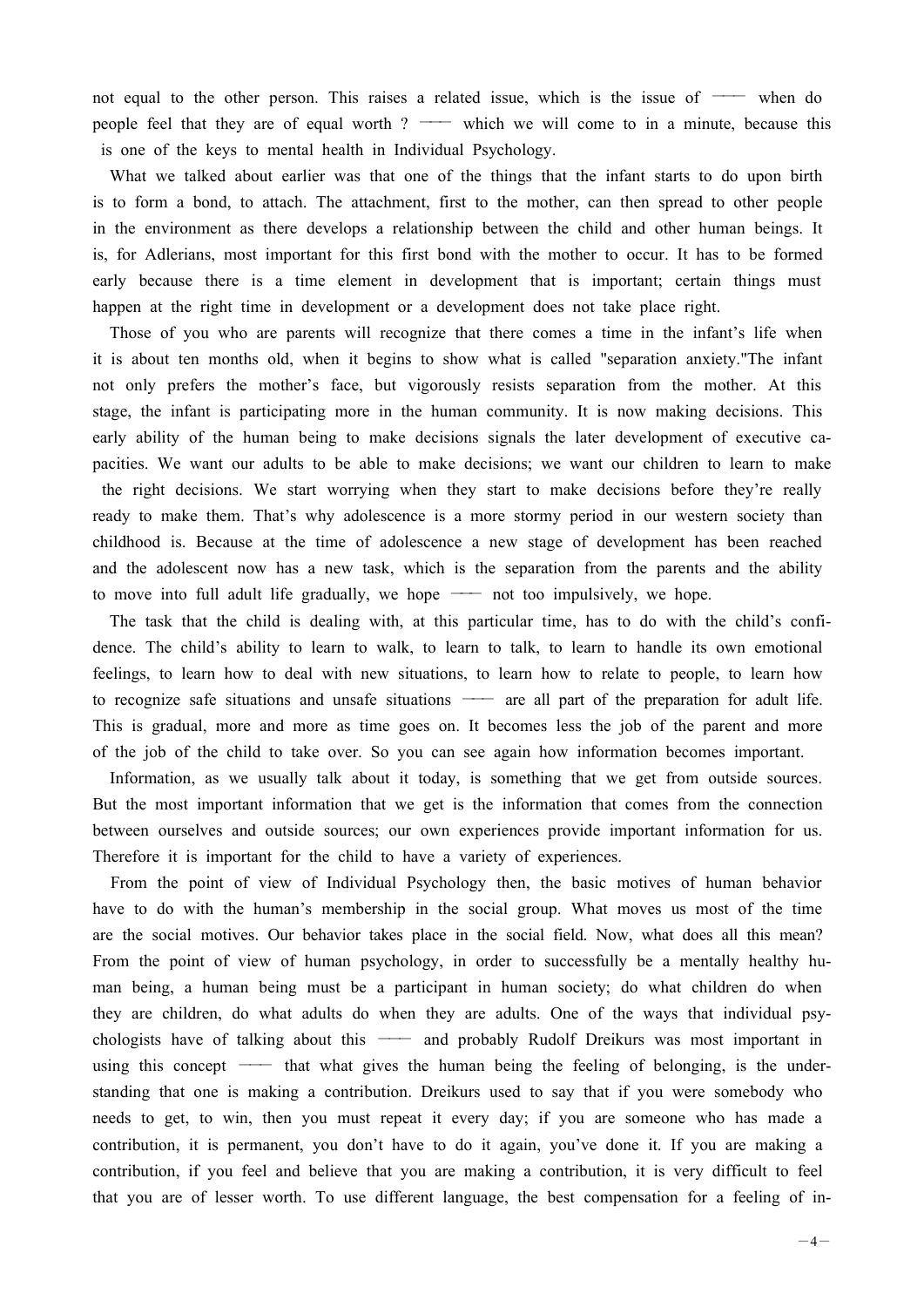not equal to the other person. This raises a related issue, which is the issue of —— when do people feel that they are of equal worth ? —— which we will come to in a minute, because this is one of the keys to mental health in Individual Psychology.

What we talked about earlier was that one of the things that the infant starts to do upon birth is to form a bond, to attach. The attachment, first to the mother, can then spread to other people in the environment as there develops a relationship between the child and other human beings. It is, for Adlerians, most important for this first bond with the mother to occur. It has to be formed early because there is a time element in development that is important; certain things must happen at the right time in development or a development does not take place right.

Those of you who are parents will recognize that there comes a time in the infant's life when it is about ten months old, when it begins to show what is called "separation anxiety."The infant not only prefers the mother's face, but vigorously resists separation from the mother. At this stage, the infant is participating more in the human community. It is now making decisions. This early ability of the human being to make decisions signals the later development of executive capacities. We want our adults to be able to make decisions; we want our children to learn to make the right decisions. We start worrying when they start to make decisions before they're really ready to make them. That's why adolescence is a more stormy period in our western society than childhood is. Because at the time of adolescence a new stage of development has been reached and the adolescent now has a new task, which is the separation from the parents and the ability to move into full adult life gradually, we hope —— not too impulsively, we hope.

The task that the child is dealing with, at this particular time, has to do with the child's confidence. The child's ability to learn to walk, to learn to talk, to learn to handle its own emotional feelings, to learn how to deal with new situations, to learn how to relate to people, to learn how to recognize safe situations and unsafe situations —— are all part of the preparation for adult life. This is gradual, more and more as time goes on. It becomes less the job of the parent and more of the job of the child to take over. So you can see again how information becomes important.

Information, as we usually talk about it today, is something that we get from outside sources. But the most important information that we get is the information that comes from the connection between ourselves and outside sources; our own experiences provide important information for us. Therefore it is important for the child to have a variety of experiences.

From the point of view of Individual Psychology then, the basic motives of human behavior have to do with the human's membership in the social group. What moves us most of the time are the social motives. Our behavior takes place in the social field. Now, what does all this mean? From the point of view of human psychology, in order to successfully be a mentally healthy human being, a human being must be a participant in human society; do what children do when they are children, do what adults do when they are adults. One of the ways that individual psychologists have of talking about this —— and probably Rudolf Dreikurs was most important in using this concept —— that what gives the human being the feeling of belonging, is the understanding that one is making a contribution. Dreikurs used to say that if you were somebody who needs to get, to win, then you must repeat it every day; if you are someone who has made a contribution, it is permanent, you don't have to do it again, you've done it. If you are making a contribution, if you feel and believe that you are making a contribution, it is very difficult to feel that you are of lesser worth. To use different language, the best compensation for a feeling of in-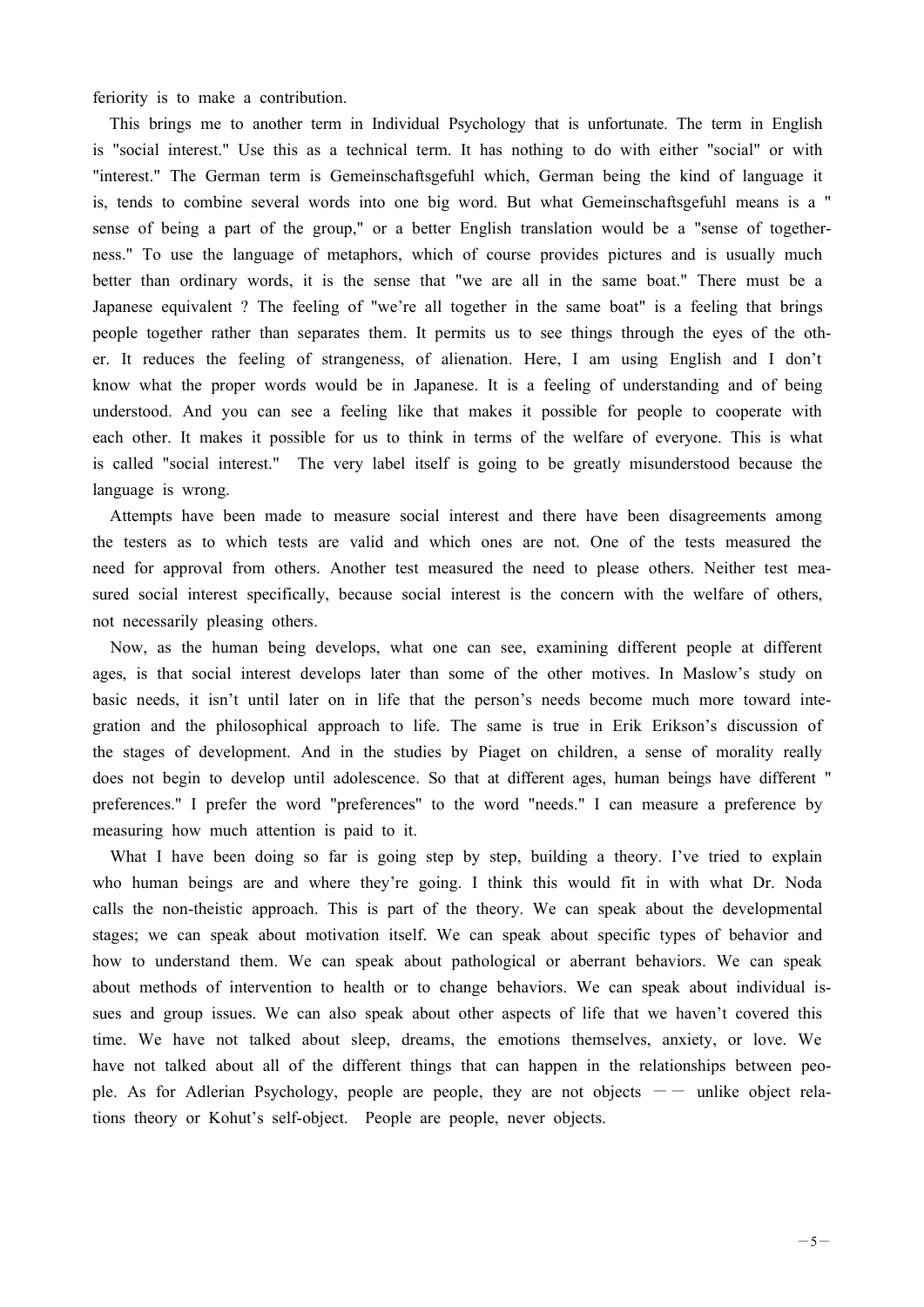feriority is to make a contribution.

This brings me to another term in Individual Psychology that is unfortunate. The term in English is "social interest." Use this as a technical term. It has nothing to do with either "social" or with "interest." The German term is Gemeinschaftsgefuhl which, German being the kind of language it is, tends to combine several words into one big word. But what Gemeinschaftsgefuhl means is a " sense of being a part of the group," or a better English translation would be a "sense of togetherness." To use the language of metaphors, which of course provides pictures and is usually much better than ordinary words, it is the sense that "we are all in the same boat." There must be a Japanese equivalent ? The feeling of "we're all together in the same boat" is a feeling that brings people together rather than separates them. It permits us to see things through the eyes of the other. It reduces the feeling of strangeness, of alienation. Here, I am using English and I don't know what the proper words would be in Japanese. It is a feeling of understanding and of being understood. And you can see a feeling like that makes it possible for people to cooperate with each other. It makes it possible for us to think in terms of the welfare of everyone. This is what is called "social interest." The very label itself is going to be greatly misunderstood because the language is wrong.

Attempts have been made to measure social interest and there have been disagreements among the testers as to which tests are valid and which ones are not. One of the tests measured the need for approval from others. Another test measured the need to please others. Neither test measured social interest specifically, because social interest is the concern with the welfare of others, not necessarily pleasing others.

Now, as the human being develops, what one can see, examining different people at different ages, is that social interest develops later than some of the other motives. In Maslow's study on basic needs, it isn't until later on in life that the person's needs become much more toward integration and the philosophical approach to life. The same is true in Erik Erikson's discussion of the stages of development. And in the studies by Piaget on children, a sense of morality really does not begin to develop until adolescence. So that at different ages, human beings have different " preferences." I prefer the word "preferences" to the word "needs." I can measure a preference by measuring how much attention is paid to it.

What I have been doing so far is going step by step, building a theory. I've tried to explain who human beings are and where they're going. I think this would fit in with what Dr. Noda calls the non-theistic approach. This is part of the theory. We can speak about the developmental stages; we can speak about motivation itself. We can speak about specific types of behavior and how to understand them. We can speak about pathological or aberrant behaviors. We can speak about methods of intervention to health or to change behaviors. We can speak about individual issues and group issues. We can also speak about other aspects of life that we haven't covered this time. We have not talked about sleep, dreams, the emotions themselves, anxiety, or love. We have not talked about all of the different things that can happen in the relationships between people. As for Adlerian Psychology, people are people, they are not objects —— unlike object relations theory or Kohut's self-object. People are people, never objects.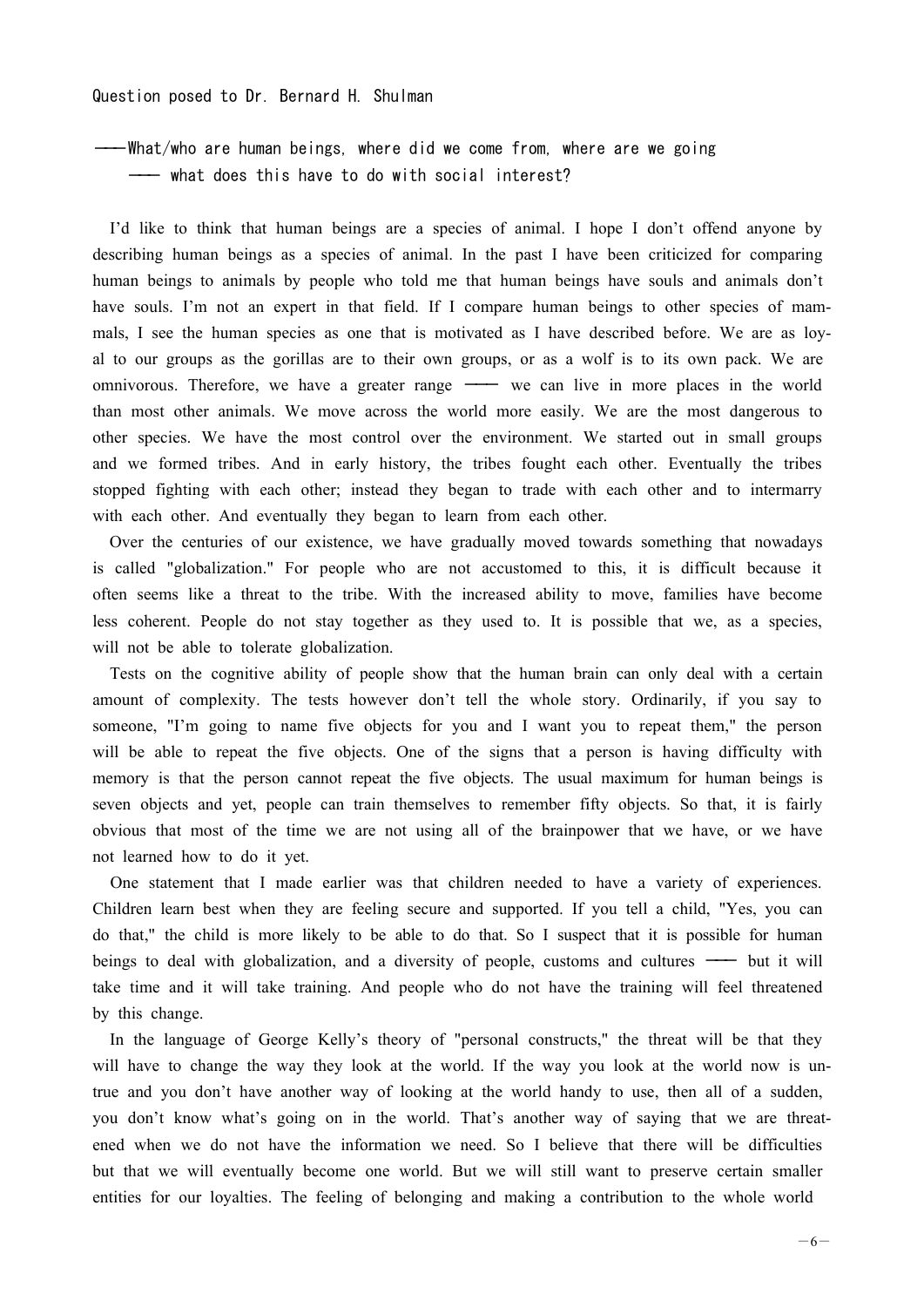Question posed to Dr. Bernard H. Shulman

——What/who are human beings, where did we come from, where are we going —— what does this have to do with social interest?

I'd like to think that human beings are a species of animal. I hope I don't offend anyone by describing human beings as a species of animal. In the past I have been criticized for comparing human beings to animals by people who told me that human beings have souls and animals don't have souls. I'm not an expert in that field. If I compare human beings to other species of mammals, I see the human species as one that is motivated as I have described before. We are as loyal to our groups as the gorillas are to their own groups, or as a wolf is to its own pack. We are omnivorous. Therefore, we have a greater range —— we can live in more places in the world than most other animals. We move across the world more easily. We are the most dangerous to other species. We have the most control over the environment. We started out in small groups and we formed tribes. And in early history, the tribes fought each other. Eventually the tribes stopped fighting with each other; instead they began to trade with each other and to intermarry with each other. And eventually they began to learn from each other.

Over the centuries of our existence, we have gradually moved towards something that nowadays is called "globalization." For people who are not accustomed to this, it is difficult because it often seems like a threat to the tribe. With the increased ability to move, families have become less coherent. People do not stay together as they used to. It is possible that we, as a species, will not be able to tolerate globalization.

Tests on the cognitive ability of people show that the human brain can only deal with a certain amount of complexity. The tests however don't tell the whole story. Ordinarily, if you say to someone, "I'm going to name five objects for you and I want you to repeat them," the person will be able to repeat the five objects. One of the signs that a person is having difficulty with memory is that the person cannot repeat the five objects. The usual maximum for human beings is seven objects and yet, people can train themselves to remember fifty objects. So that, it is fairly obvious that most of the time we are not using all of the brainpower that we have, or we have not learned how to do it yet.

One statement that I made earlier was that children needed to have a variety of experiences. Children learn best when they are feeling secure and supported. If you tell a child, "Yes, you can do that," the child is more likely to be able to do that. So I suspect that it is possible for human beings to deal with globalization, and a diversity of people, customs and cultures —— but it will take time and it will take training. And people who do not have the training will feel threatened by this change.

In the language of George Kelly's theory of "personal constructs," the threat will be that they will have to change the way they look at the world. If the way you look at the world now is untrue and you don't have another way of looking at the world handy to use, then all of a sudden, you don't know what's going on in the world. That's another way of saying that we are threatened when we do not have the information we need. So I believe that there will be difficulties but that we will eventually become one world. But we will still want to preserve certain smaller entities for our loyalties. The feeling of belonging and making a contribution to the whole world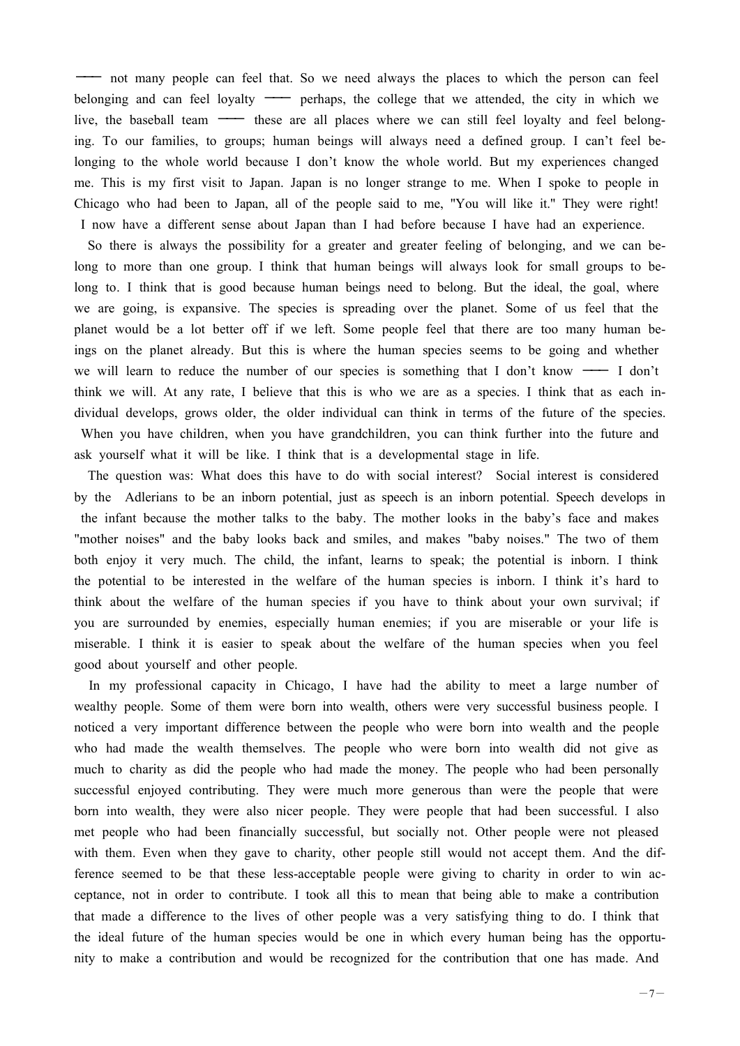—— not many people can feel that. So we need always the places to which the person can feel belonging and can feel loyalty —— perhaps, the college that we attended, the city in which we live, the baseball team —— these are all places where we can still feel loyalty and feel belonging. To our families, to groups; human beings will always need a defined group. I can't feel belonging to the whole world because I don't know the whole world. But my experiences changed me. This is my first visit to Japan. Japan is no longer strange to me. When I spoke to people in Chicago who had been to Japan, all of the people said to me, "You will like it." They were right! I now have a different sense about Japan than I had before because I have had an experience.

So there is always the possibility for a greater and greater feeling of belonging, and we can belong to more than one group. I think that human beings will always look for small groups to belong to. I think that is good because human beings need to belong. But the ideal, the goal, where we are going, is expansive. The species is spreading over the planet. Some of us feel that the planet would be a lot better off if we left. Some people feel that there are too many human beings on the planet already. But this is where the human species seems to be going and whether we will learn to reduce the number of our species is something that I don't know —— I don't think we will. At any rate, I believe that this is who we are as a species. I think that as each individual develops, grows older, the older individual can think in terms of the future of the species. When you have children, when you have grandchildren, you can think further into the future and ask yourself what it will be like. I think that is a developmental stage in life.

The question was: What does this have to do with social interest? Social interest is considered by the Adlerians to be an inborn potential, just as speech is an inborn potential. Speech develops in the infant because the mother talks to the baby. The mother looks in the baby's face and makes "mother noises" and the baby looks back and smiles, and makes "baby noises." The two of them both enjoy it very much. The child, the infant, learns to speak; the potential is inborn. I think the potential to be interested in the welfare of the human species is inborn. I think it's hard to think about the welfare of the human species if you have to think about your own survival; if you are surrounded by enemies, especially human enemies; if you are miserable or your life is miserable. I think it is easier to speak about the welfare of the human species when you feel good about yourself and other people.

In my professional capacity in Chicago, I have had the ability to meet a large number of wealthy people. Some of them were born into wealth, others were very successful business people. I noticed a very important difference between the people who were born into wealth and the people who had made the wealth themselves. The people who were born into wealth did not give as much to charity as did the people who had made the money. The people who had been personally successful enjoyed contributing. They were much more generous than were the people that were born into wealth, they were also nicer people. They were people that had been successful. I also met people who had been financially successful, but socially not. Other people were not pleased with them. Even when they gave to charity, other people still would not accept them. And the difference seemed to be that these less-acceptable people were giving to charity in order to win acceptance, not in order to contribute. I took all this to mean that being able to make a contribution that made a difference to the lives of other people was a very satisfying thing to do. I think that the ideal future of the human species would be one in which every human being has the opportunity to make a contribution and would be recognized for the contribution that one has made. And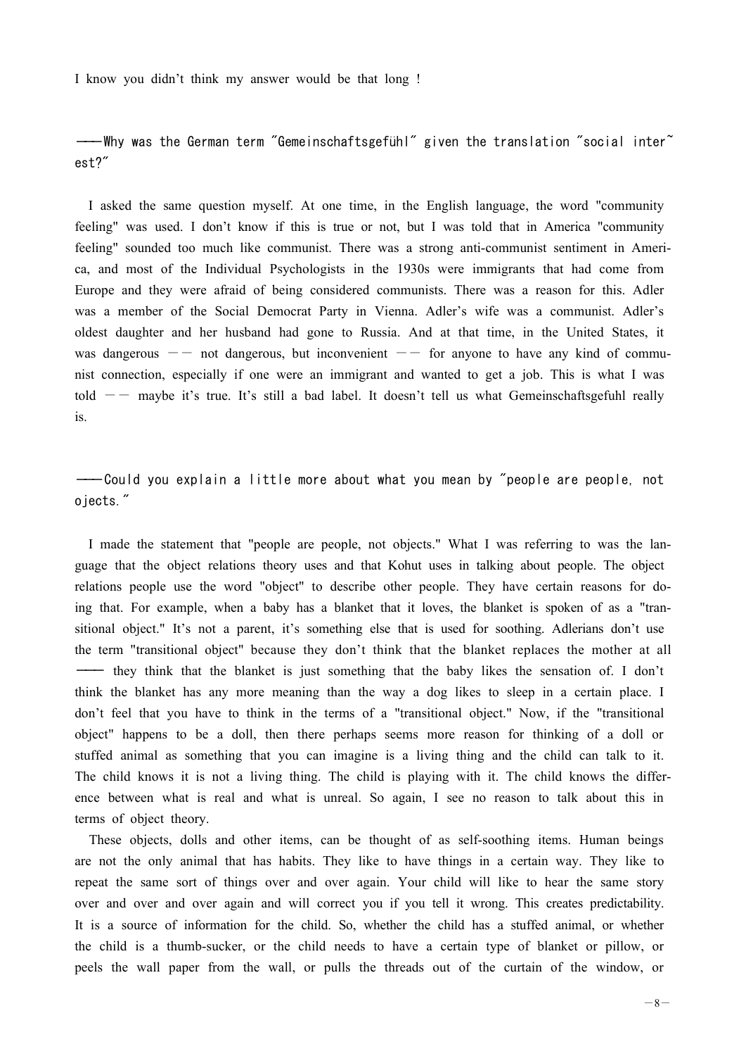I know you didn't think my answer would be that long !

——Why was the German term "Gemeinschaftsgefühl" given the translation "social interest?"

I asked the same question myself. At one time, in the English language, the word "community feeling" was used. I don't know if this is true or not, but I was told that in America "community feeling" sounded too much like communist. There was a strong anti-communist sentiment in America, and most of the Individual Psychologists in the 1930s were immigrants that had come from Europe and they were afraid of being considered communists. There was a reason for this. Adler was a member of the Social Democrat Party in Vienna. Adler's wife was a communist. Adler's oldest daughter and her husband had gone to Russia. And at that time, in the United States, it was dangerous —— not dangerous, but inconvenient —— for anyone to have any kind of communist connection, especially if one were an immigrant and wanted to get a job. This is what I was told —— maybe it's true. It's still a bad label. It doesn't tell us what Gemeinschaftsgefuhl really is.

——Could you explain a little more about what you mean by "people are people, not ojects."

I made the statement that "people are people, not objects." What I was referring to was the language that the object relations theory uses and that Kohut uses in talking about people. The object relations people use the word "object" to describe other people. They have certain reasons for doing that. For example, when a baby has a blanket that it loves, the blanket is spoken of as a "transitional object." It's not a parent, it's something else that is used for soothing. Adlerians don't use the term "transitional object" because they don't think that the blanket replaces the mother at all —— they think that the blanket is just something that the baby likes the sensation of. I don't think the blanket has any more meaning than the way a dog likes to sleep in a certain place. I don't feel that you have to think in the terms of a "transitional object." Now, if the "transitional object" happens to be a doll, then there perhaps seems more reason for thinking of a doll or stuffed animal as something that you can imagine is a living thing and the child can talk to it. The child knows it is not a living thing. The child is playing with it. The child knows the difference between what is real and what is unreal. So again, I see no reason to talk about this in terms of object theory.

These objects, dolls and other items, can be thought of as self-soothing items. Human beings are not the only animal that has habits. They like to have things in a certain way. They like to repeat the same sort of things over and over again. Your child will like to hear the same story over and over and over again and will correct you if you tell it wrong. This creates predictability. It is a source of information for the child. So, whether the child has a stuffed animal, or whether the child is a thumb-sucker, or the child needs to have a certain type of blanket or pillow, or peels the wall paper from the wall, or pulls the threads out of the curtain of the window, or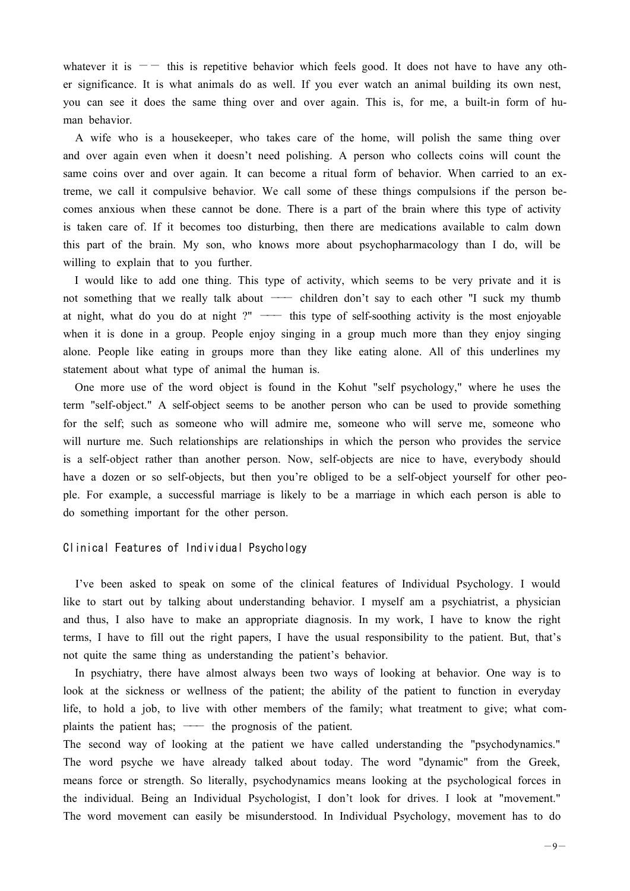whatever it is —— this is repetitive behavior which feels good. It does not have to have any other significance. It is what animals do as well. If you ever watch an animal building its own nest, you can see it does the same thing over and over again. This is, for me, a built-in form of human behavior.

A wife who is a housekeeper, who takes care of the home, will polish the same thing over and over again even when it doesn't need polishing. A person who collects coins will count the same coins over and over again. It can become a ritual form of behavior. When carried to an extreme, we call it compulsive behavior. We call some of these things compulsions if the person becomes anxious when these cannot be done. There is a part of the brain where this type of activity is taken care of. If it becomes too disturbing, then there are medications available to calm down this part of the brain. My son, who knows more about psychopharmacology than I do, will be willing to explain that to you further.

I would like to add one thing. This type of activity, which seems to be very private and it is not something that we really talk about —— children don't say to each other "I suck my thumb at night, what do you do at night ?" —— this type of self-soothing activity is the most enjoyable when it is done in a group. People enjoy singing in a group much more than they enjoy singing alone. People like eating in groups more than they like eating alone. All of this underlines my statement about what type of animal the human is.

One more use of the word object is found in the Kohut "self psychology," where he uses the term "self-object." A self-object seems to be another person who can be used to provide something for the self; such as someone who will admire me, someone who will serve me, someone who will nurture me. Such relationships are relationships in which the person who provides the service is a self-object rather than another person. Now, self-objects are nice to have, everybody should have a dozen or so self-objects, but then you're obliged to be a self-object yourself for other people. For example, a successful marriage is likely to be a marriage in which each person is able to do something important for the other person.

## Clinical Features of Individual Psychology

I've been asked to speak on some of the clinical features of Individual Psychology. I would like to start out by talking about understanding behavior. I myself am a psychiatrist, a physician and thus, I also have to make an appropriate diagnosis. In my work, I have to know the right terms, I have to fill out the right papers, I have the usual responsibility to the patient. But, that's not quite the same thing as understanding the patient's behavior.

In psychiatry, there have almost always been two ways of looking at behavior. One way is to look at the sickness or wellness of the patient; the ability of the patient to function in everyday life, to hold a job, to live with other members of the family; what treatment to give; what complaints the patient has; —— the prognosis of the patient.

The second way of looking at the patient we have called understanding the "psychodynamics." The word psyche we have already talked about today. The word "dynamic" from the Greek, means force or strength. So literally, psychodynamics means looking at the psychological forces in the individual. Being an Individual Psychologist, I don't look for drives. I look at "movement." The word movement can easily be misunderstood. In Individual Psychology, movement has to do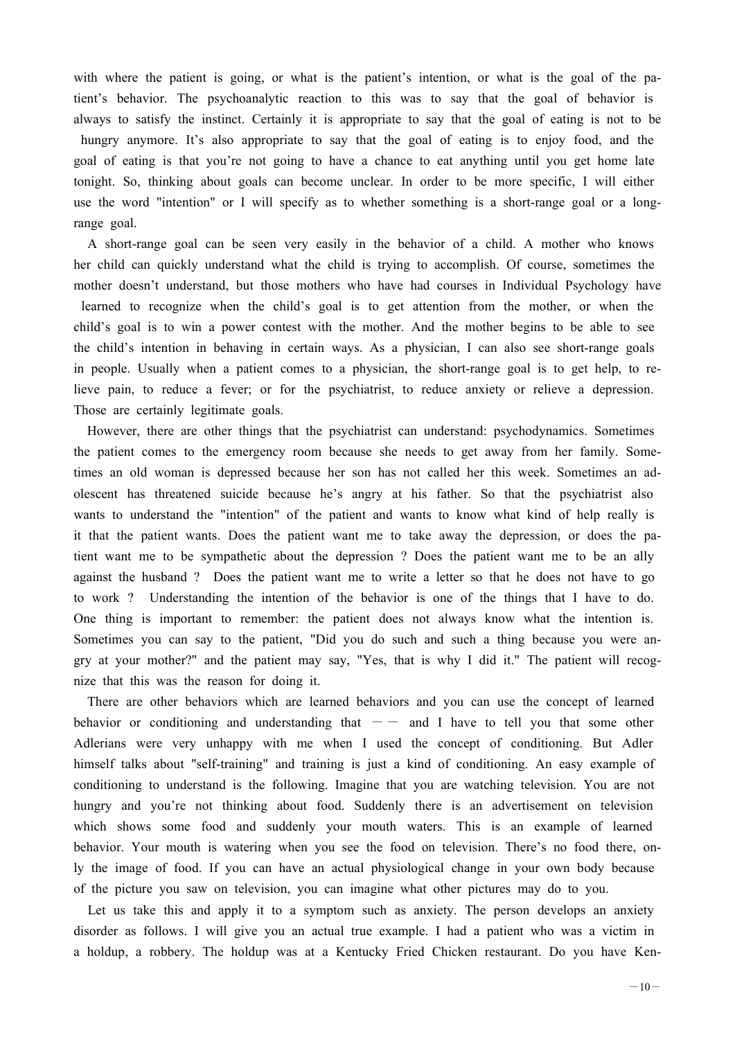with where the patient is going, or what is the patient's intention, or what is the goal of the patient's behavior. The psychoanalytic reaction to this was to say that the goal of behavior is always to satisfy the instinct. Certainly it is appropriate to say that the goal of eating is not to be hungry anymore. It's also appropriate to say that the goal of eating is to enjoy food, and the goal of eating is that you're not going to have a chance to eat anything until you get home late tonight. So, thinking about goals can become unclear. In order to be more specific, I will either use the word "intention" or I will specify as to whether something is a short-range goal or a long-range goal.

A short-range goal can be seen very easily in the behavior of a child. A mother who knows her child can quickly understand what the child is trying to accomplish. Of course, sometimes the mother doesn't understand, but those mothers who have had courses in Individual Psychology have learned to recognize when the child's goal is to get attention from the mother, or when the child's goal is to win a power contest with the mother. And the mother begins to be able to see the child's intention in behaving in certain ways. As a physician, I can also see short-range goals in people. Usually when a patient comes to a physician, the short-range goal is to get help, to relieve pain, to reduce a fever; or for the psychiatrist, to reduce anxiety or relieve a depression. Those are certainly legitimate goals.

However, there are other things that the psychiatrist can understand: psychodynamics. Sometimes the patient comes to the emergency room because she needs to get away from her family. Sometimes an old woman is depressed because her son has not called her this week. Sometimes an adolescent has threatened suicide because he's angry at his father. So that the psychiatrist also wants to understand the "intention" of the patient and wants to know what kind of help really is it that the patient wants. Does the patient want me to take away the depression, or does the patient want me to be sympathetic about the depression ? Does the patient want me to be an ally against the husband ? Does the patient want me to write a letter so that he does not have to go to work ? Understanding the intention of the behavior is one of the things that I have to do. One thing is important to remember: the patient does not always know what the intention is. Sometimes you can say to the patient, "Did you do such and such a thing because you were angry at your mother?" and the patient may say, "Yes, that is why I did it." The patient will recognize that this was the reason for doing it.

There are other behaviors which are learned behaviors and you can use the concept of learned behavior or conditioning and understanding that —— and I have to tell you that some other Adlerians were very unhappy with me when I used the concept of conditioning. But Adler himself talks about "self-training" and training is just a kind of conditioning. An easy example of conditioning to understand is the following. Imagine that you are watching television. You are not hungry and you're not thinking about food. Suddenly there is an advertisement on television which shows some food and suddenly your mouth waters. This is an example of learned behavior. Your mouth is watering when you see the food on television. There's no food there, only the image of food. If you can have an actual physiological change in your own body because of the picture you saw on television, you can imagine what other pictures may do to you.

Let us take this and apply it to a symptom such as anxiety. The person develops an anxiety disorder as follows. I will give you an actual true example. I had a patient who was a victim in a holdup, a robbery. The holdup was at a Kentucky Fried Chicken restaurant. Do you have Ken-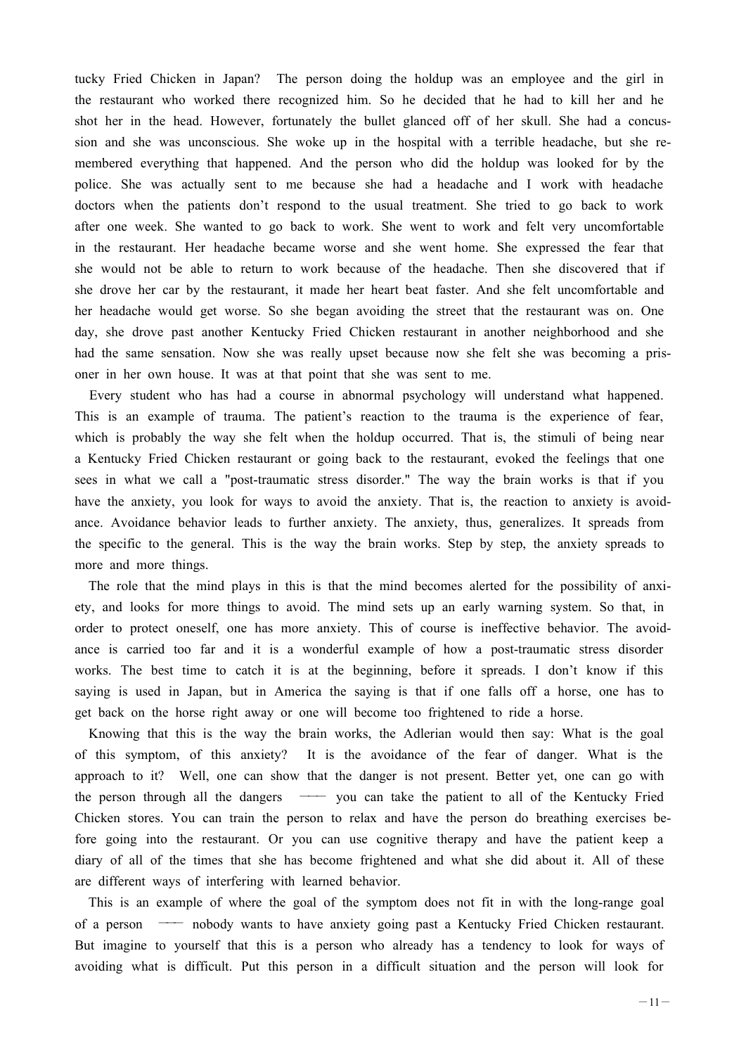tucky Fried Chicken in Japan? The person doing the holdup was an employee and the girl in the restaurant who worked there recognized him. So he decided that he had to kill her and he shot her in the head. However, fortunately the bullet glanced off of her skull. She had a concussion and she was unconscious. She woke up in the hospital with a terrible headache, but she remembered everything that happened. And the person who did the holdup was looked for by the police. She was actually sent to me because she had a headache and I work with headache doctors when the patients don't respond to the usual treatment. She tried to go back to work after one week. She wanted to go back to work. She went to work and felt very uncomfortable in the restaurant. Her headache became worse and she went home. She expressed the fear that she would not be able to return to work because of the headache. Then she discovered that if she drove her car by the restaurant, it made her heart beat faster. And she felt uncomfortable and her headache would get worse. So she began avoiding the street that the restaurant was on. One day, she drove past another Kentucky Fried Chicken restaurant in another neighborhood and she had the same sensation. Now she was really upset because now she felt she was becoming a prisoner in her own house. It was at that point that she was sent to me.

Every student who has had a course in abnormal psychology will understand what happened. This is an example of trauma. The patient's reaction to the trauma is the experience of fear, which is probably the way she felt when the holdup occurred. That is, the stimuli of being near a Kentucky Fried Chicken restaurant or going back to the restaurant, evoked the feelings that one sees in what we call a "post-traumatic stress disorder." The way the brain works is that if you have the anxiety, you look for ways to avoid the anxiety. That is, the reaction to anxiety is avoidance. Avoidance behavior leads to further anxiety. The anxiety, thus, generalizes. It spreads from the specific to the general. This is the way the brain works. Step by step, the anxiety spreads to more and more things.

The role that the mind plays in this is that the mind becomes alerted for the possibility of anxiety, and looks for more things to avoid. The mind sets up an early warning system. So that, in order to protect oneself, one has more anxiety. This of course is ineffective behavior. The avoidance is carried too far and it is a wonderful example of how a post-traumatic stress disorder works. The best time to catch it is at the beginning, before it spreads. I don't know if this saying is used in Japan, but in America the saying is that if one falls off a horse, one has to get back on the horse right away or one will become too frightened to ride a horse.

Knowing that this is the way the brain works, the Adlerian would then say: What is the goal of this symptom, of this anxiety? It is the avoidance of the fear of danger. What is the approach to it? Well, one can show that the danger is not present. Better yet, one can go with the person through all the dangers —— you can take the patient to all of the Kentucky Fried Chicken stores. You can train the person to relax and have the person do breathing exercises before going into the restaurant. Or you can use cognitive therapy and have the patient keep a diary of all of the times that she has become frightened and what she did about it. All of these are different ways of interfering with learned behavior.

This is an example of where the goal of the symptom does not fit in with the long-range goal of a person —— nobody wants to have anxiety going past a Kentucky Fried Chicken restaurant. But imagine to yourself that this is a person who already has a tendency to look for ways of avoiding what is difficult. Put this person in a difficult situation and the person will look for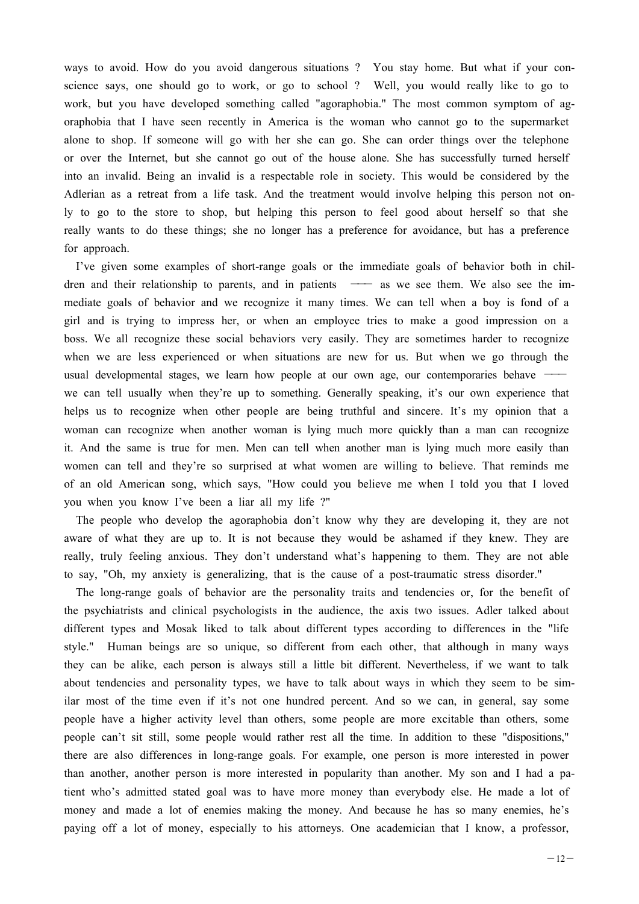ways to avoid. How do you avoid dangerous situations? You stay home. But what if your conscience says, one should go to work, or go to school? Well, you would really like to go to work, but you have developed something called "agoraphobia." The most common symptom of agoraphobia that I have seen recently in America is the woman who cannot go to the supermarket alone to shop. If someone will go with her she can go. She can order things over the telephone or over the Internet, but she cannot go out of the house alone. She has successfully turned herself into an invalid. Being an invalid is a respectable role in society. This would be considered by the Adlerian as a retreat from a life task. And the treatment would involve helping this person not only to go to the store to shop, but helping this person to feel good about herself so that she really wants to do these things; she no longer has a preference for avoidance, but has a preference for approach.

I've given some examples of short-range goals or the immediate goals of behavior both in children and their relationship to parents, and in patients —— as we see them. We also see the immediate goals of behavior and we recognize it many times. We can tell when a boy is fond of a girl and is trying to impress her, or when an employee tries to make a good impression on a boss. We all recognize these social behaviors very easily. They are sometimes harder to recognize when we are less experienced or when situations are new for us. But when we go through the usual developmental stages, we learn how people at our own age, our contemporaries behave —— we can tell usually when they're up to something. Generally speaking, it's our own experience that helps us to recognize when other people are being truthful and sincere. It's my opinion that a woman can recognize when another woman is lying much more quickly than a man can recognize it. And the same is true for men. Men can tell when another man is lying much more easily than women can tell and they're so surprised at what women are willing to believe. That reminds me of an old American song, which says, "How could you believe me when I told you that I loved you when you know I've been a liar all my life?"

The people who develop the agoraphobia don't know why they are developing it, they are not aware of what they are up to. It is not because they would be ashamed if they knew. They are really, truly feeling anxious. They don't understand what's happening to them. They are not able to say, "Oh, my anxiety is generalizing, that is the cause of a post-traumatic stress disorder."

The long-range goals of behavior are the personality traits and tendencies or, for the benefit of the psychiatrists and clinical psychologists in the audience, the axis two issues. Adler talked about different types and Mosak liked to talk about different types according to differences in the "life style." Human beings are so unique, so different from each other, that although in many ways they can be alike, each person is always still a little bit different. Nevertheless, if we want to talk about tendencies and personality types, we have to talk about ways in which they seem to be similar most of the time even if it's not one hundred percent. And so we can, in general, say some people have a higher activity level than others, some people are more excitable than others, some people can't sit still, some people would rather rest all the time. In addition to these "dispositions," there are also differences in long-range goals. For example, one person is more interested in power than another, another person is more interested in popularity than another. My son and I had a patient who's admitted stated goal was to have more money than everybody else. He made a lot of money and made a lot of enemies making the money. And because he has so many enemies, he's paying off a lot of money, especially to his attorneys. One academician that I know, a professor,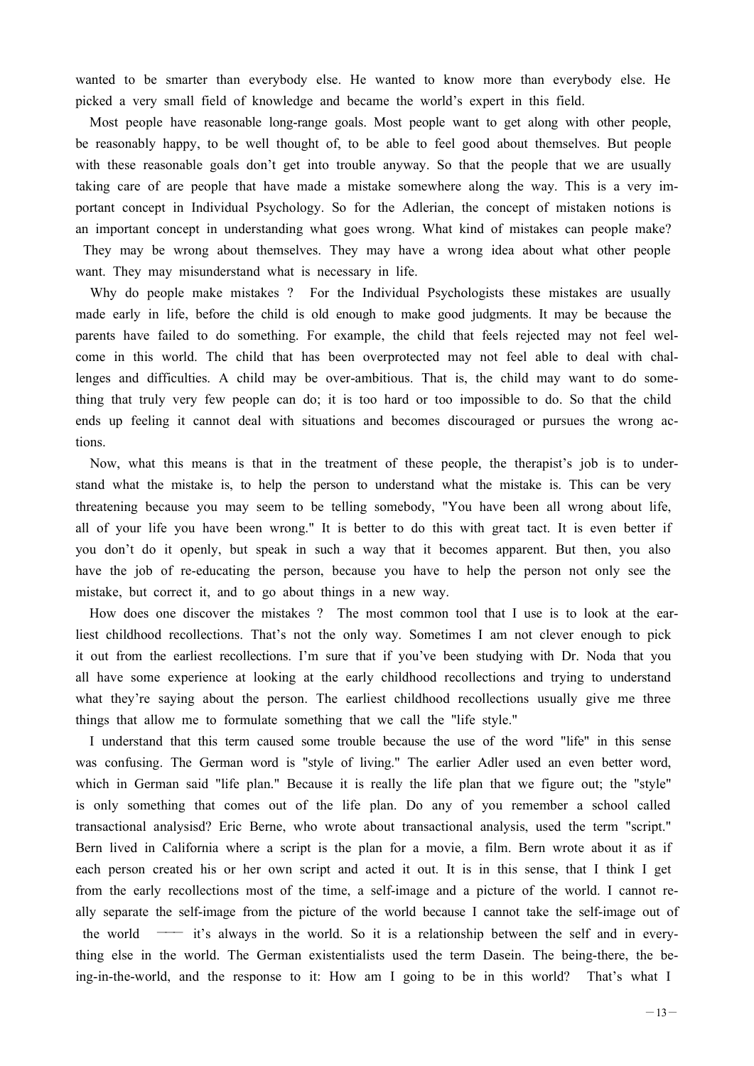wanted to be smarter than everybody else. He wanted to know more than everybody else. He picked a very small field of knowledge and became the world's expert in this field.

Most people have reasonable long-range goals. Most people want to get along with other people, be reasonably happy, to be well thought of, to be able to feel good about themselves. But people with these reasonable goals don't get into trouble anyway. So that the people that we are usually taking care of are people that have made a mistake somewhere along the way. This is a very important concept in Individual Psychology. So for the Adlerian, the concept of mistaken notions is an important concept in understanding what goes wrong. What kind of mistakes can people make? They may be wrong about themselves. They may have a wrong idea about what other people want. They may misunderstand what is necessary in life.

Why do people make mistakes ? For the Individual Psychologists these mistakes are usually made early in life, before the child is old enough to make good judgments. It may be because the parents have failed to do something. For example, the child that feels rejected may not feel welcome in this world. The child that has been overprotected may not feel able to deal with challenges and difficulties. A child may be over-ambitious. That is, the child may want to do something that truly very few people can do; it is too hard or too impossible to do. So that the child ends up feeling it cannot deal with situations and becomes discouraged or pursues the wrong actions.

Now, what this means is that in the treatment of these people, the therapist's job is to understand what the mistake is, to help the person to understand what the mistake is. This can be very threatening because you may seem to be telling somebody, "You have been all wrong about life, all of your life you have been wrong." It is better to do this with great tact. It is even better if you don't do it openly, but speak in such a way that it becomes apparent. But then, you also have the job of re-educating the person, because you have to help the person not only see the mistake, but correct it, and to go about things in a new way.

How does one discover the mistakes ? The most common tool that I use is to look at the earliest childhood recollections. That's not the only way. Sometimes I am not clever enough to pick it out from the earliest recollections. I'm sure that if you've been studying with Dr. Noda that you all have some experience at looking at the early childhood recollections and trying to understand what they're saying about the person. The earliest childhood recollections usually give me three things that allow me to formulate something that we call the "life style."

I understand that this term caused some trouble because the use of the word "life" in this sense was confusing. The German word is "style of living." The earlier Adler used an even better word, which in German said "life plan." Because it is really the life plan that we figure out; the "style" is only something that comes out of the life plan. Do any of you remember a school called transactional analysisd? Eric Berne, who wrote about transactional analysis, used the term "script." Bern lived in California where a script is the plan for a movie, a film. Bern wrote about it as if each person created his or her own script and acted it out. It is in this sense, that I think I get from the early recollections most of the time, a self-image and a picture of the world. I cannot really separate the self-image from the picture of the world because I cannot take the self-image out of the world —— it's always in the world. So it is a relationship between the self and in everything else in the world. The German existentialists used the term Dasein. The being-there, the being-in-the-world, and the response to it: How am I going to be in this world? That's what I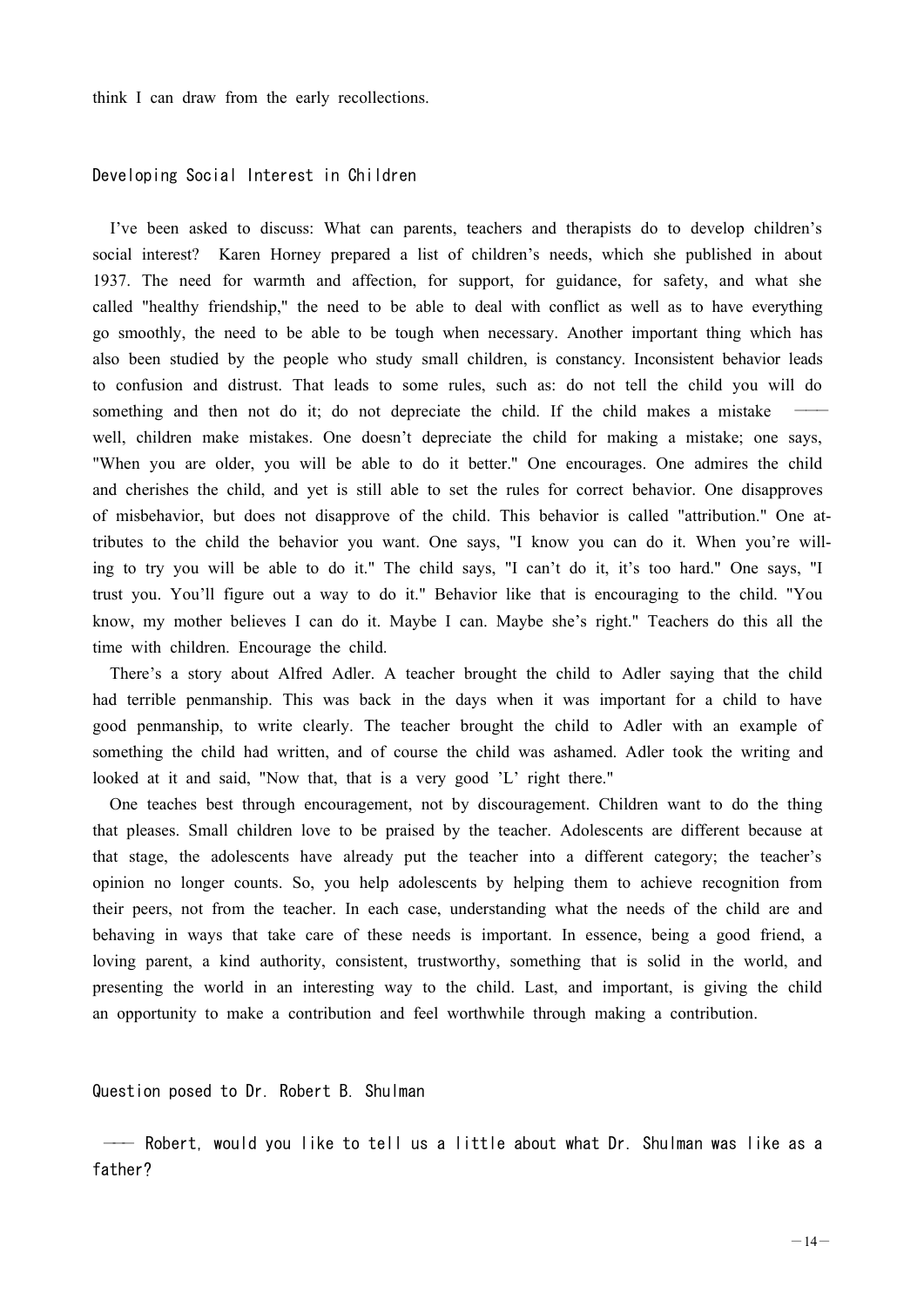think I can draw from the early recollections.

## Developing Social Interest in Children

I've been asked to discuss: What can parents, teachers and therapists do to develop children's social interest? Karen Horney prepared a list of children's needs, which she published in about 1937. The need for warmth and affection, for support, for guidance, for safety, and what she called "healthy friendship," the need to be able to deal with conflict as well as to have everything go smoothly, the need to be able to be tough when necessary. Another important thing which has also been studied by the people who study small children, is constancy. Inconsistent behavior leads to confusion and distrust. That leads to some rules, such as: do not tell the child you will do something and then not do it; do not depreciate the child. If the child makes a mistake —— well, children make mistakes. One doesn't depreciate the child for making a mistake; one says, "When you are older, you will be able to do it better." One encourages. One admires the child and cherishes the child, and yet is still able to set the rules for correct behavior. One disapproves of misbehavior, but does not disapprove of the child. This behavior is called "attribution." One attributes to the child the behavior you want. One says, "I know you can do it. When you're willing to try you will be able to do it." The child says, "I can't do it, it's too hard." One says, "I trust you. You'll figure out a way to do it." Behavior like that is encouraging to the child. "You know, my mother believes I can do it. Maybe I can. Maybe she's right." Teachers do this all the time with children. Encourage the child.

There's a story about Alfred Adler. A teacher brought the child to Adler saying that the child had terrible penmanship. This was back in the days when it was important for a child to have good penmanship, to write clearly. The teacher brought the child to Adler with an example of something the child had written, and of course the child was ashamed. Adler took the writing and looked at it and said, "Now that, that is a very good 'L' right there."

One teaches best through encouragement, not by discouragement. Children want to do the thing that pleases. Small children love to be praised by the teacher. Adolescents are different because at that stage, the adolescents have already put the teacher into a different category; the teacher's opinion no longer counts. So, you help adolescents by helping them to achieve recognition from their peers, not from the teacher. In each case, understanding what the needs of the child are and behaving in ways that take care of these needs is important. In essence, being a good friend, a loving parent, a kind authority, consistent, trustworthy, something that is solid in the world, and presenting the world in an interesting way to the child. Last, and important, is giving the child an opportunity to make a contribution and feel worthwhile through making a contribution.

## Question posed to Dr. Robert B. Shulman

—— Robert, would you like to tell us a little about what Dr. Shulman was like as a father?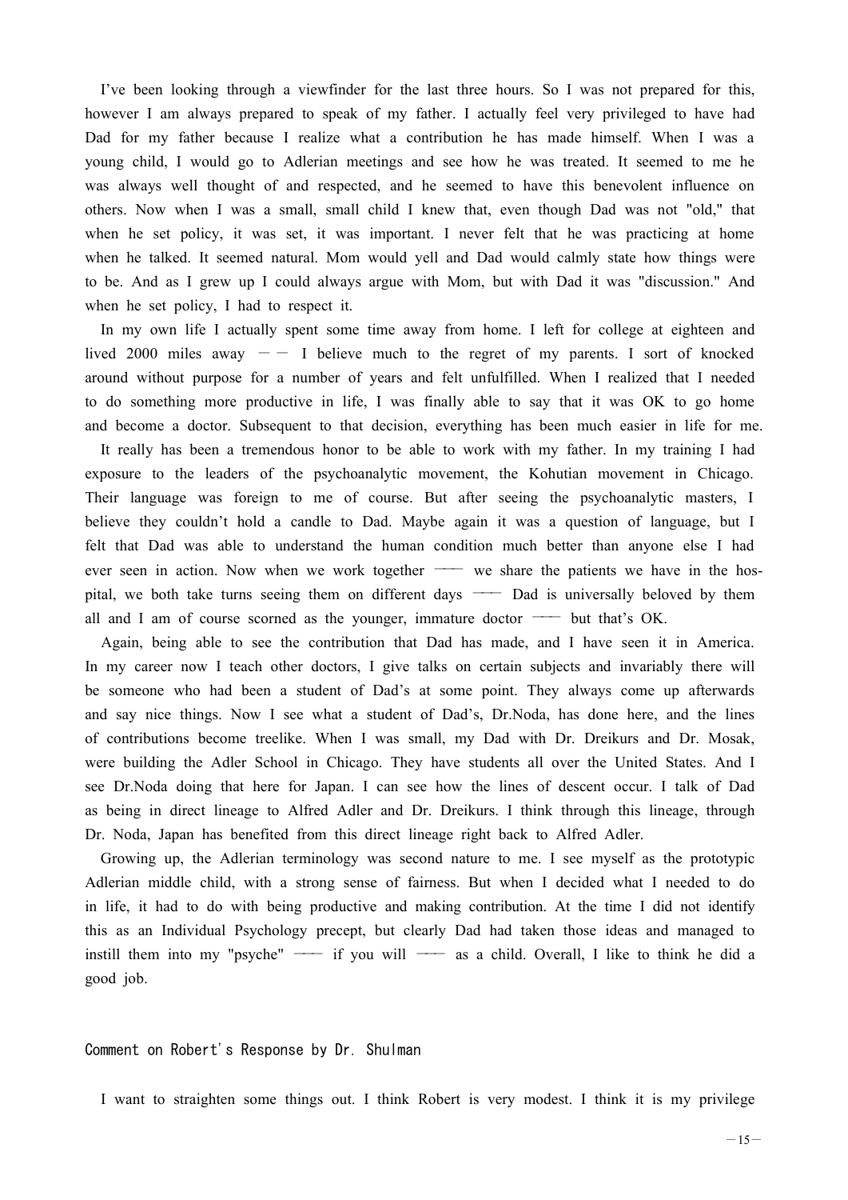I've been looking through a viewfinder for the last three hours. So I was not prepared for this, however I am always prepared to speak of my father. I actually feel very privileged to have had Dad for my father because I realize what a contribution he has made himself. When I was a young child, I would go to Adlerian meetings and see how he was treated. It seemed to me he was always well thought of and respected, and he seemed to have this benevolent influence on others. Now when I was a small, small child I knew that, even though Dad was not "old," that when he set policy, it was set, it was important. I never felt that he was practicing at home when he talked. It seemed natural. Mom would yell and Dad would calmly state how things were to be. And as I grew up I could always argue with Mom, but with Dad it was "discussion." And when he set policy, I had to respect it.

In my own life I actually spent some time away from home. I left for college at eighteen and lived 2000 miles away －－ I believe much to the regret of my parents. I sort of knocked around without purpose for a number of years and felt unfulfilled. When I realized that I needed to do something more productive in life, I was finally able to say that it was OK to go home and become a doctor. Subsequent to that decision, everything has been much easier in life for me.

It really has been a tremendous honor to be able to work with my father. In my training I had exposure to the leaders of the psychoanalytic movement, the Kohutian movement in Chicago. Their language was foreign to me of course. But after seeing the psychoanalytic masters, I believe they couldn't hold a candle to Dad. Maybe again it was a question of language, but I felt that Dad was able to understand the human condition much better than anyone else I had ever seen in action. Now when we work together —— we share the patients we have in the hospital, we both take turns seeing them on different days —— Dad is universally beloved by them all and I am of course scorned as the younger, immature doctor —— but that's OK.

Again, being able to see the contribution that Dad has made, and I have seen it in America. In my career now I teach other doctors, I give talks on certain subjects and invariably there will be someone who had been a student of Dad's at some point. They always come up afterwards and say nice things. Now I see what a student of Dad's, Dr.Noda, has done here, and the lines of contributions become treelike. When I was small, my Dad with Dr. Dreikurs and Dr. Mosak, were building the Adler School in Chicago. They have students all over the United States. And I see Dr.Noda doing that here for Japan. I can see how the lines of descent occur. I talk of Dad as being in direct lineage to Alfred Adler and Dr. Dreikurs. I think through this lineage, through Dr. Noda, Japan has benefited from this direct lineage right back to Alfred Adler.

Growing up, the Adlerian terminology was second nature to me. I see myself as the prototypic Adlerian middle child, with a strong sense of fairness. But when I decided what I needed to do in life, it had to do with being productive and making contribution. At the time I did not identify this as an Individual Psychology precept, but clearly Dad had taken those ideas and managed to instill them into my "psyche" —— if you will —— as a child. Overall, I like to think he did a good job.

### Comment on Robert's Response by Dr. Shulman

I want to straighten some things out. I think Robert is very modest. I think it is my privilege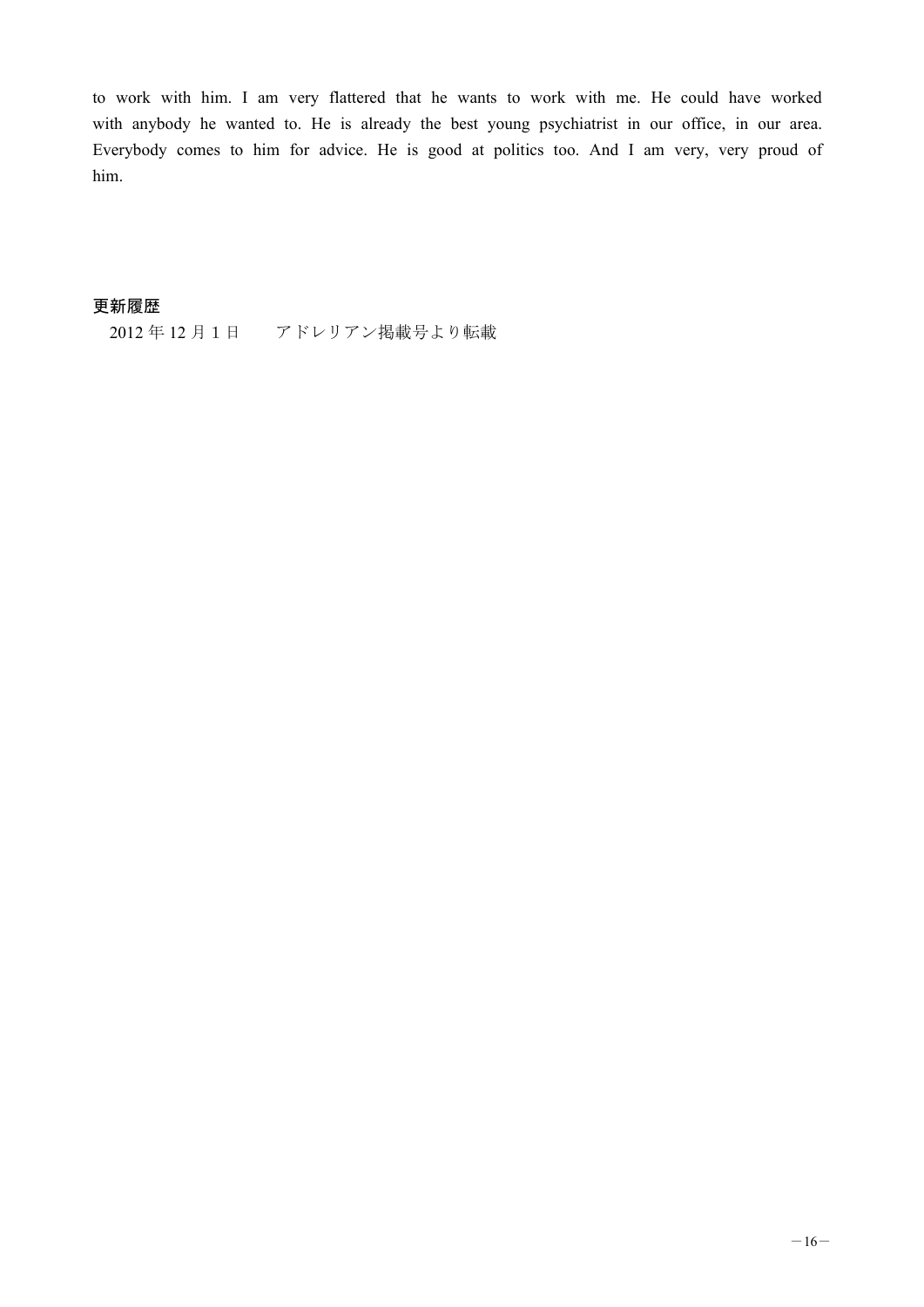to work with him. I am very flattered that he wants to work with me. He could have worked with anybody he wanted to. He is already the best young psychiatrist in our office, in our area. Everybody comes to him for advice. He is good at politics too. And I am very, very proud of him.

## 更新履歴

2012 年 12 月 1 日　　アドレリアン掲載号より転載